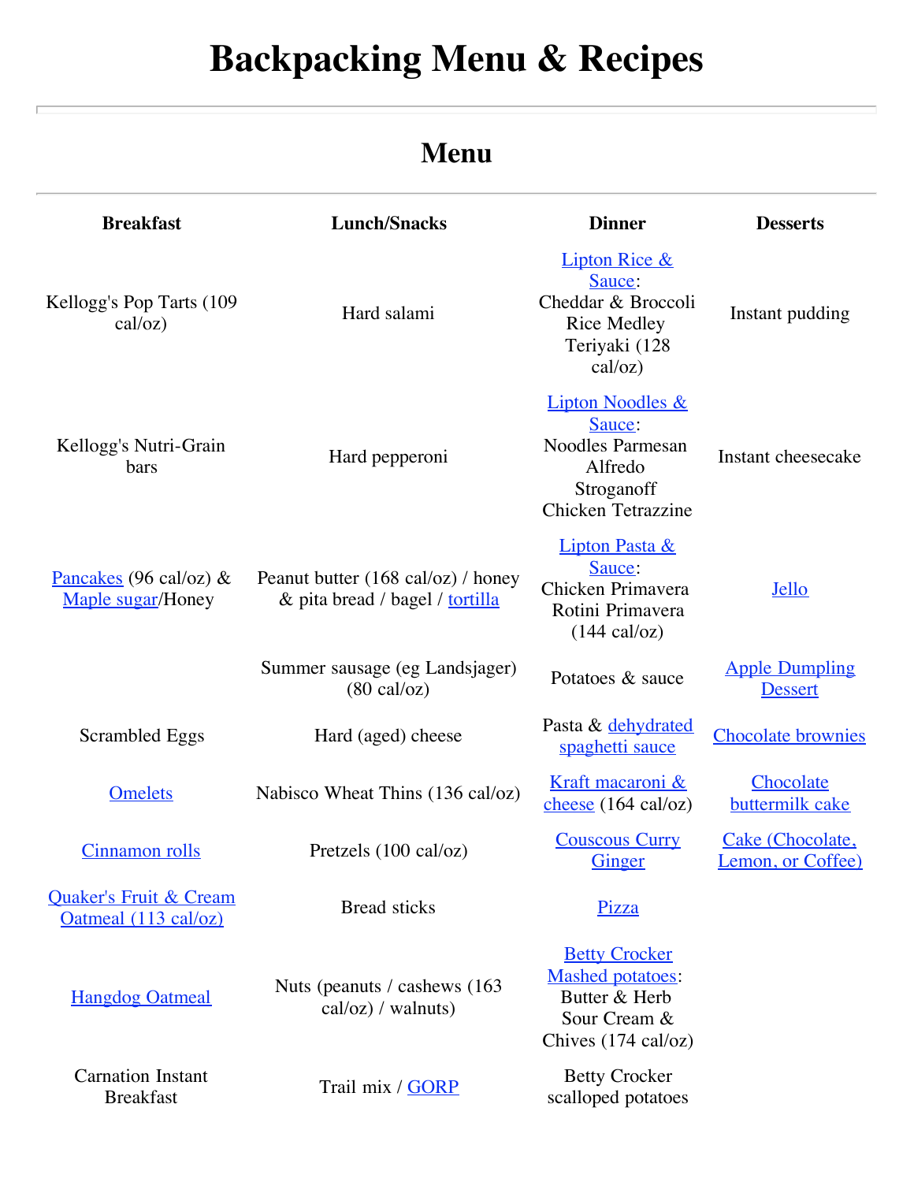# Backpacking Menu & Recipes

---

## Menu

---

| Breakfast | Lunch/Snacks | Dinner | Desserts |
|---|---|---|---|
| Kellogg's Pop Tarts (109 cal/oz) | Hard salami | Lipton Rice & Sauce: Cheddar & Broccoli Rice Medley Teriyaki (128 cal/oz) | Instant pudding |
| Kellogg's Nutri-Grain bars | Hard pepperoni | Lipton Noodles & Sauce: Noodles Parmesan Alfredo Stroganoff Chicken Tetrazzine | Instant cheesecake |
| Pancakes (96 cal/oz) & Maple sugar/Honey | Peanut butter (168 cal/oz) / honey & pita bread / bagel / tortilla | Lipton Pasta & Sauce: Chicken Primavera Rotini Primavera (144 cal/oz) | Jello |
| | Summer sausage (eg Landsjager) (80 cal/oz) | Potatoes & sauce | Apple Dumpling Dessert |
| Scrambled Eggs | Hard (aged) cheese | Pasta & dehydrated spaghetti sauce | Chocolate brownies |
| Omelets | Nabisco Wheat Thins (136 cal/oz) | Kraft macaroni & cheese (164 cal/oz) | Chocolate buttermilk cake |
| Cinnamon rolls | Pretzels (100 cal/oz) | Couscous Curry Ginger | Cake (Chocolate, Lemon, or Coffee) |
| Quaker's Fruit & Cream Oatmeal (113 cal/oz) | Bread sticks | Pizza | |
| Hangdog Oatmeal | Nuts (peanuts / cashews (163 cal/oz) / walnuts) | Betty Crocker Mashed potatoes: Butter & Herb Sour Cream & Chives (174 cal/oz) | |
| Carnation Instant Breakfast | Trail mix / GORP | Betty Crocker scalloped potatoes | |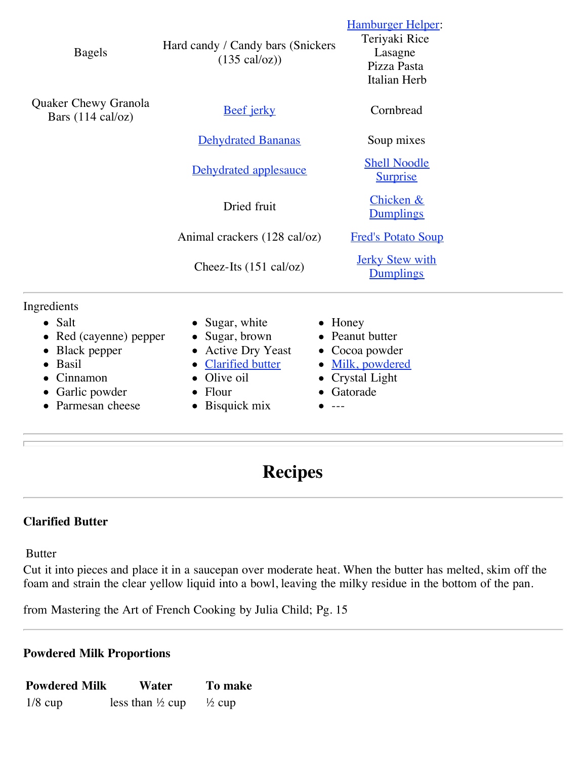| | | |
|---|---|---|
| Bagels | Hard candy / Candy bars (Snickers (135 cal/oz)) | Hamburger Helper: Teriyaki Rice Lasagne Pizza Pasta Italian Herb |
| Quaker Chewy Granola Bars (114 cal/oz) | Beef jerky | Cornbread |
| | Dehydrated Bananas | Soup mixes |
| | Dehydrated applesauce | Shell Noodle Surprise |
| | Dried fruit | Chicken & Dumplings |
| | Animal crackers (128 cal/oz) | Fred's Potato Soup |
| | Cheez-Its (151 cal/oz) | Jerky Stew with Dumplings |

---

Ingredients

- Salt
- Red (cayenne) pepper
- Black pepper
- Basil
- Cinnamon
- Garlic powder
- Parmesan cheese
- Sugar, white
- Sugar, brown
- Active Dry Yeast
- Clarified butter
- Olive oil
- Flour
- Bisquick mix
- Honey
- Peanut butter
- Cocoa powder
- Milk, powdered
- Crystal Light
- Gatorade
- ---

---

# Recipes

---

### Clarified Butter

Butter

Cut it into pieces and place it in a saucepan over moderate heat. When the butter has melted, skim off the foam and strain the clear yellow liquid into a bowl, leaving the milky residue in the bottom of the pan.

from Mastering the Art of French Cooking by Julia Child; Pg. 15

---

### Powdered Milk Proportions

| Powdered Milk | Water | To make |
|---|---|---|
| 1/8 cup | less than ½ cup | ½ cup |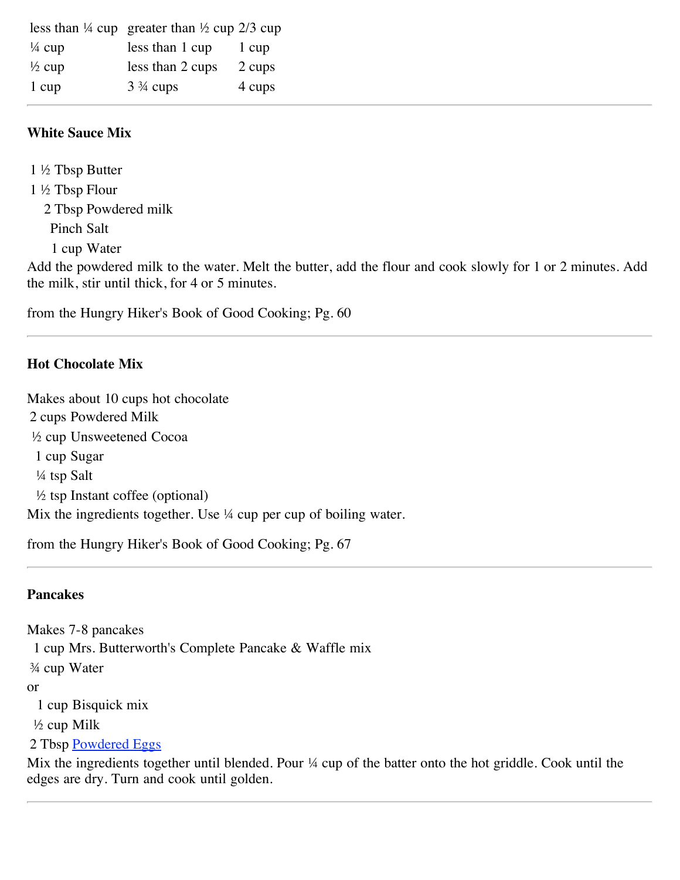| | | |
|---|---|---|
| less than ¼ cup | greater than ½ cup | 2/3 cup |
| ¼ cup | less than 1 cup | 1 cup |
| ½ cup | less than 2 cups | 2 cups |
| 1 cup | 3 ¾ cups | 4 cups |

---

### White Sauce Mix

1 ½ Tbsp Butter
1 ½ Tbsp Flour
2 Tbsp Powdered milk
Pinch Salt
1 cup Water

Add the powdered milk to the water. Melt the butter, add the flour and cook slowly for 1 or 2 minutes. Add the milk, stir until thick, for 4 or 5 minutes.

from the Hungry Hiker's Book of Good Cooking; Pg. 60

---

### Hot Chocolate Mix

Makes about 10 cups hot chocolate
2 cups Powdered Milk
½ cup Unsweetened Cocoa
1 cup Sugar
¼ tsp Salt
½ tsp Instant coffee (optional)

Mix the ingredients together. Use ¼ cup per cup of boiling water.

from the Hungry Hiker's Book of Good Cooking; Pg. 67

---

### Pancakes

Makes 7-8 pancakes
1 cup Mrs. Butterworth's Complete Pancake & Waffle mix
¾ cup Water
or
1 cup Bisquick mix
½ cup Milk
2 Tbsp Powdered Eggs

Mix the ingredients together until blended. Pour ¼ cup of the batter onto the hot griddle. Cook until the edges are dry. Turn and cook until golden.

---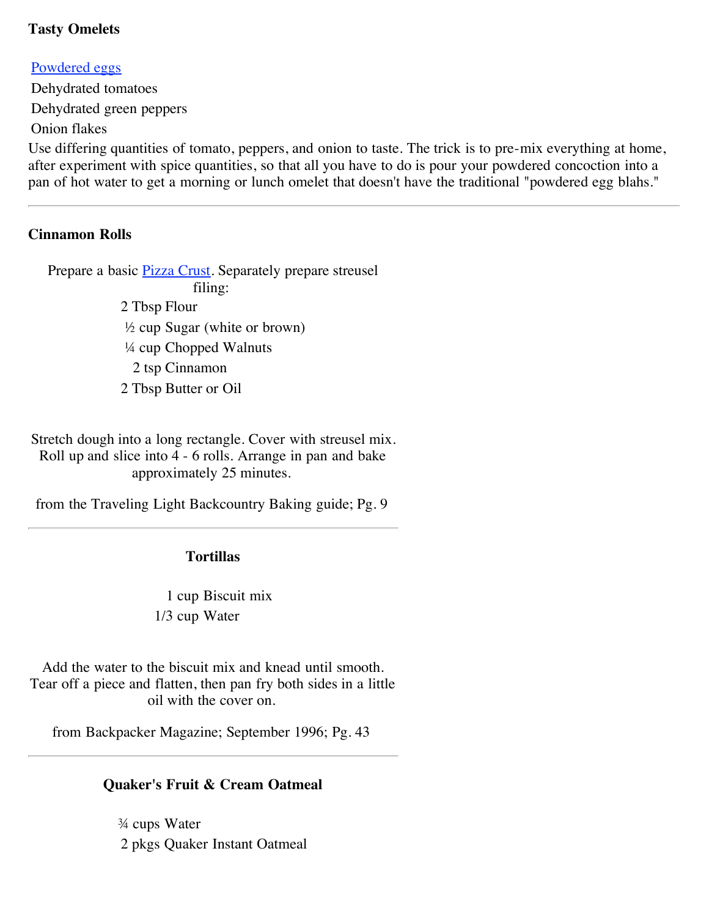**Tasty Omelets**

[Powdered eggs]
Dehydrated tomatoes
Dehydrated green peppers
Onion flakes

Use differing quantities of tomato, peppers, and onion to taste. The trick is to pre-mix everything at home, after experiment with spice quantities, so that all you have to do is pour your powdered concoction into a pan of hot water to get a morning or lunch omelet that doesn't have the traditional "powdered egg blahs."

---

**Cinnamon Rolls**

Prepare a basic [Pizza Crust]. Separately prepare streusel filing:

2 Tbsp Flour
½ cup Sugar (white or brown)
¼ cup Chopped Walnuts
2 tsp Cinnamon
2 Tbsp Butter or Oil

Stretch dough into a long rectangle. Cover with streusel mix. Roll up and slice into 4 - 6 rolls. Arrange in pan and bake approximately 25 minutes.

from the Traveling Light Backcountry Baking guide; Pg. 9

---

**Tortillas**

1 cup Biscuit mix
1/3 cup Water

Add the water to the biscuit mix and knead until smooth. Tear off a piece and flatten, then pan fry both sides in a little oil with the cover on.

from Backpacker Magazine; September 1996; Pg. 43

---

**Quaker's Fruit & Cream Oatmeal**

¾ cups Water
2 pkgs Quaker Instant Oatmeal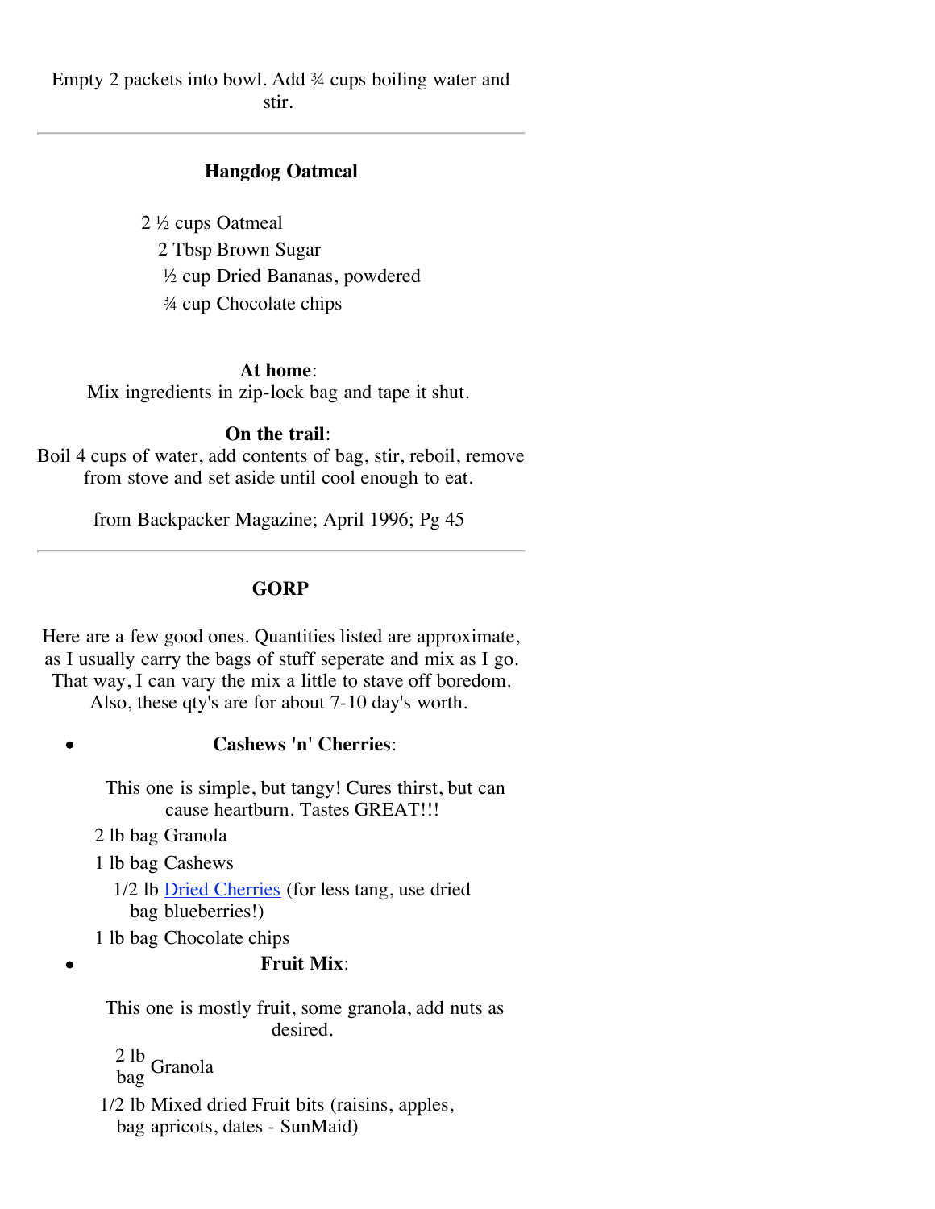Empty 2 packets into bowl. Add ¾ cups boiling water and stir.

---

### Hangdog Oatmeal

2 ½ cups Oatmeal
2 Tbsp Brown Sugar
½ cup Dried Bananas, powdered
¾ cup Chocolate chips

**At home**:
Mix ingredients in zip-lock bag and tape it shut.

**On the trail**:
Boil 4 cups of water, add contents of bag, stir, reboil, remove from stove and set aside until cool enough to eat.

from Backpacker Magazine; April 1996; Pg 45

---

### GORP

Here are a few good ones. Quantities listed are approximate, as I usually carry the bags of stuff seperate and mix as I go. That way, I can vary the mix a little to stave off boredom. Also, these qty's are for about 7-10 day's worth.

- **Cashews 'n' Cherries**:

  This one is simple, but tangy! Cures thirst, but can cause heartburn. Tastes GREAT!!!

  | | |
  |---|---|
  | 2 lb bag | Granola |
  | 1 lb bag | Cashews |
  | 1/2 lb bag | Dried Cherries (for less tang, use dried blueberries!) |
  | 1 lb bag | Chocolate chips |

- **Fruit Mix**:

  This one is mostly fruit, some granola, add nuts as desired.

  | | |
  |---|---|
  | 2 lb bag | Granola |
  | 1/2 lb bag | Mixed dried Fruit bits (raisins, apples, apricots, dates - SunMaid) |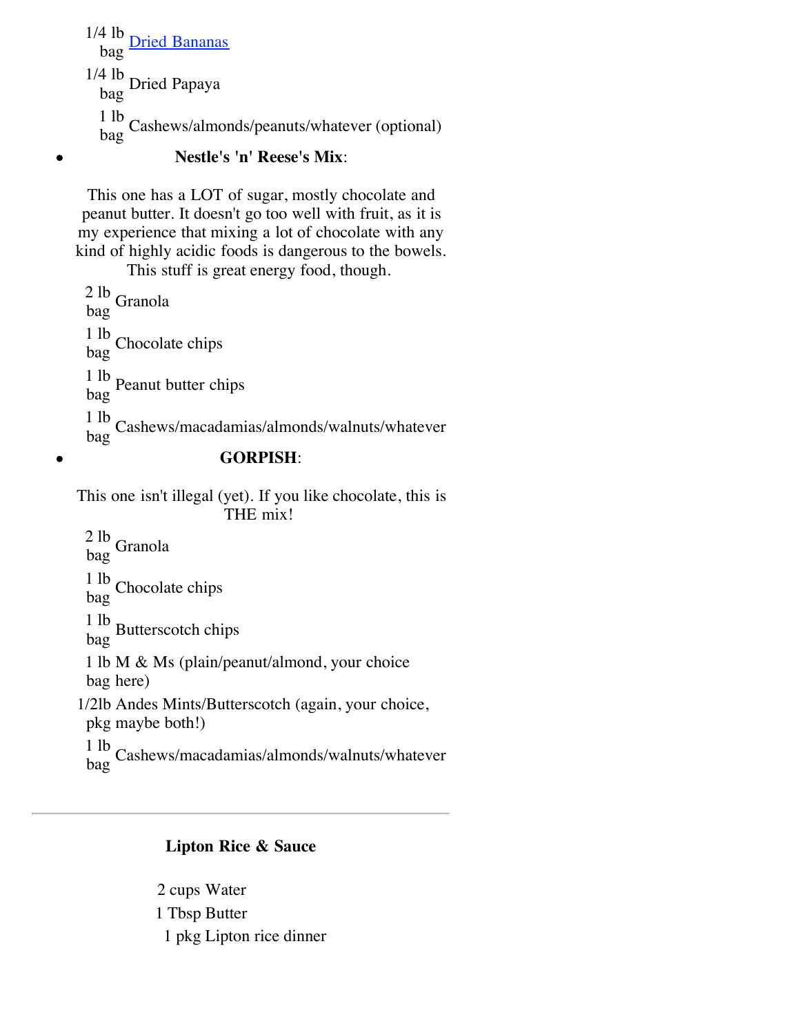| | |
|---|---|
| 1/4 lb bag | Dried Bananas |
| 1/4 lb bag | Dried Papaya |
| 1 lb bag | Cashews/almonds/peanuts/whatever (optional) |

- **Nestle's 'n' Reese's Mix**:

  This one has a LOT of sugar, mostly chocolate and peanut butter. It doesn't go too well with fruit, as it is my experience that mixing a lot of chocolate with any kind of highly acidic foods is dangerous to the bowels. This stuff is great energy food, though.

  | | |
  |---|---|
  | 2 lb bag | Granola |
  | 1 lb bag | Chocolate chips |
  | 1 lb bag | Peanut butter chips |
  | 1 lb bag | Cashews/macadamias/almonds/walnuts/whatever |

- **GORPISH**:

  This one isn't illegal (yet). If you like chocolate, this is THE mix!

  | | |
  |---|---|
  | 2 lb bag | Granola |
  | 1 lb bag | Chocolate chips |
  | 1 lb bag | Butterscotch chips |
  | 1 lb bag | M & Ms (plain/peanut/almond, your choice here) |
  | 1/2lb pkg | Andes Mints/Butterscotch (again, your choice, maybe both!) |
  | 1 lb bag | Cashews/macadamias/almonds/walnuts/whatever |

---

### Lipton Rice & Sauce

2 cups Water
1 Tbsp Butter
1 pkg Lipton rice dinner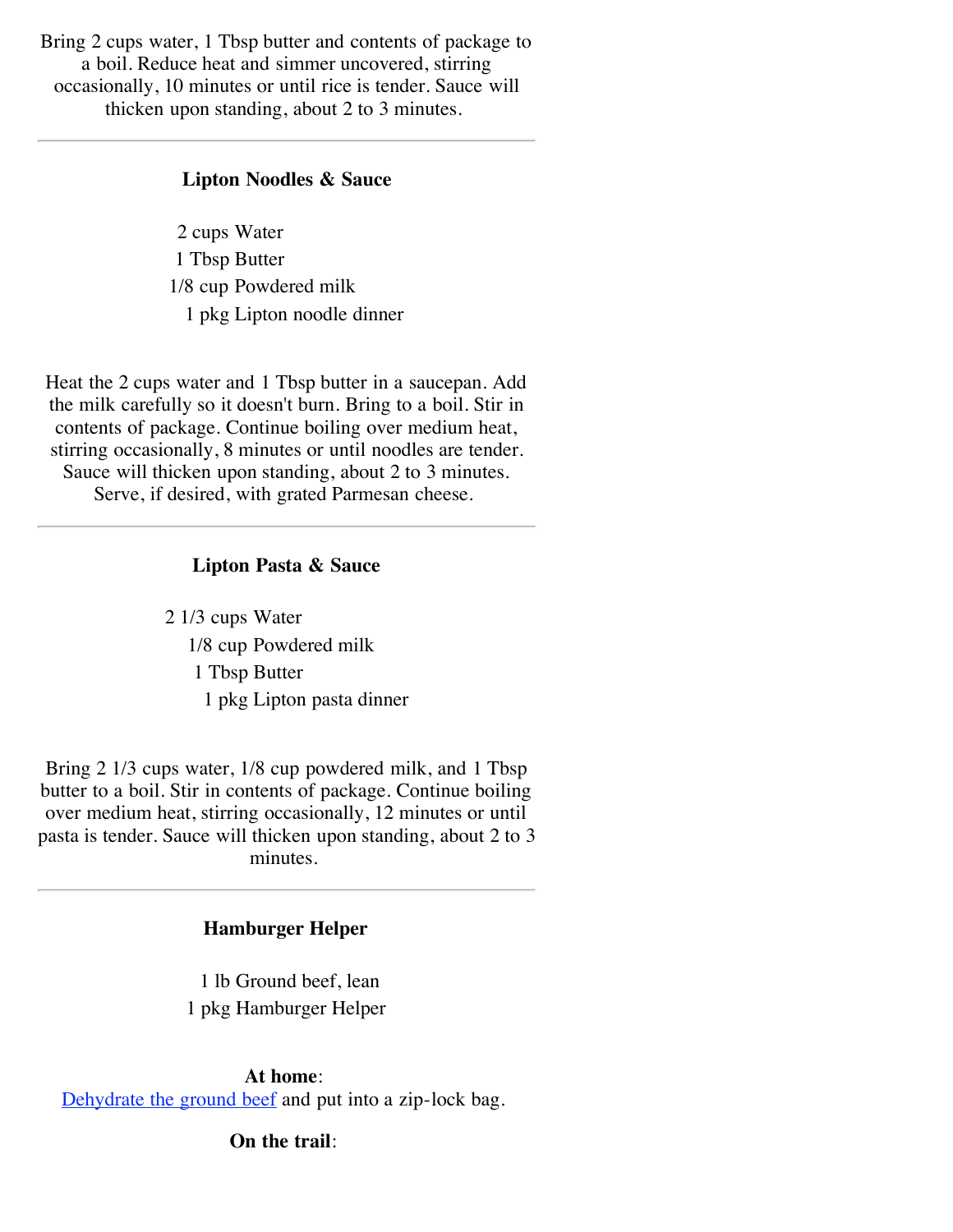Bring 2 cups water, 1 Tbsp butter and contents of package to a boil. Reduce heat and simmer uncovered, stirring occasionally, 10 minutes or until rice is tender. Sauce will thicken upon standing, about 2 to 3 minutes.

---

### Lipton Noodles & Sauce

2 cups Water
1 Tbsp Butter
1/8 cup Powdered milk
1 pkg Lipton noodle dinner

Heat the 2 cups water and 1 Tbsp butter in a saucepan. Add the milk carefully so it doesn't burn. Bring to a boil. Stir in contents of package. Continue boiling over medium heat, stirring occasionally, 8 minutes or until noodles are tender. Sauce will thicken upon standing, about 2 to 3 minutes. Serve, if desired, with grated Parmesan cheese.

---

### Lipton Pasta & Sauce

2 1/3 cups Water
1/8 cup Powdered milk
1 Tbsp Butter
1 pkg Lipton pasta dinner

Bring 2 1/3 cups water, 1/8 cup powdered milk, and 1 Tbsp butter to a boil. Stir in contents of package. Continue boiling over medium heat, stirring occasionally, 12 minutes or until pasta is tender. Sauce will thicken upon standing, about 2 to 3 minutes.

---

### Hamburger Helper

1 lb Ground beef, lean
1 pkg Hamburger Helper

**At home**:
Dehydrate the ground beef and put into a zip-lock bag.

**On the trail**: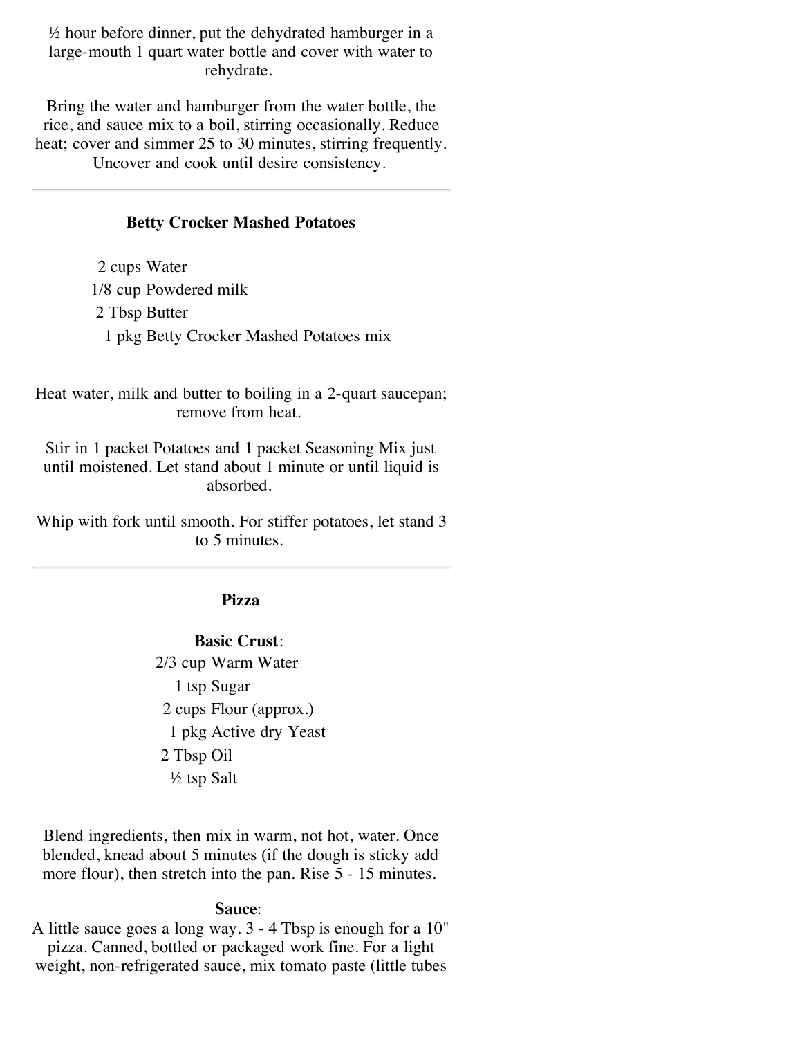½ hour before dinner, put the dehydrated hamburger in a large-mouth 1 quart water bottle and cover with water to rehydrate.

Bring the water and hamburger from the water bottle, the rice, and sauce mix to a boil, stirring occasionally. Reduce heat; cover and simmer 25 to 30 minutes, stirring frequently. Uncover and cook until desire consistency.

---

### Betty Crocker Mashed Potatoes

2 cups Water
1/8 cup Powdered milk
2 Tbsp Butter
1 pkg Betty Crocker Mashed Potatoes mix

Heat water, milk and butter to boiling in a 2-quart saucepan; remove from heat.

Stir in 1 packet Potatoes and 1 packet Seasoning Mix just until moistened. Let stand about 1 minute or until liquid is absorbed.

Whip with fork until smooth. For stiffer potatoes, let stand 3 to 5 minutes.

---

### Pizza

**Basic Crust**:

2/3 cup Warm Water
1 tsp Sugar
2 cups Flour (approx.)
1 pkg Active dry Yeast
2 Tbsp Oil
½ tsp Salt

Blend ingredients, then mix in warm, not hot, water. Once blended, knead about 5 minutes (if the dough is sticky add more flour), then stretch into the pan. Rise 5 - 15 minutes.

**Sauce**:

A little sauce goes a long way. 3 - 4 Tbsp is enough for a 10" pizza. Canned, bottled or packaged work fine. For a light weight, non-refrigerated sauce, mix tomato paste (little tubes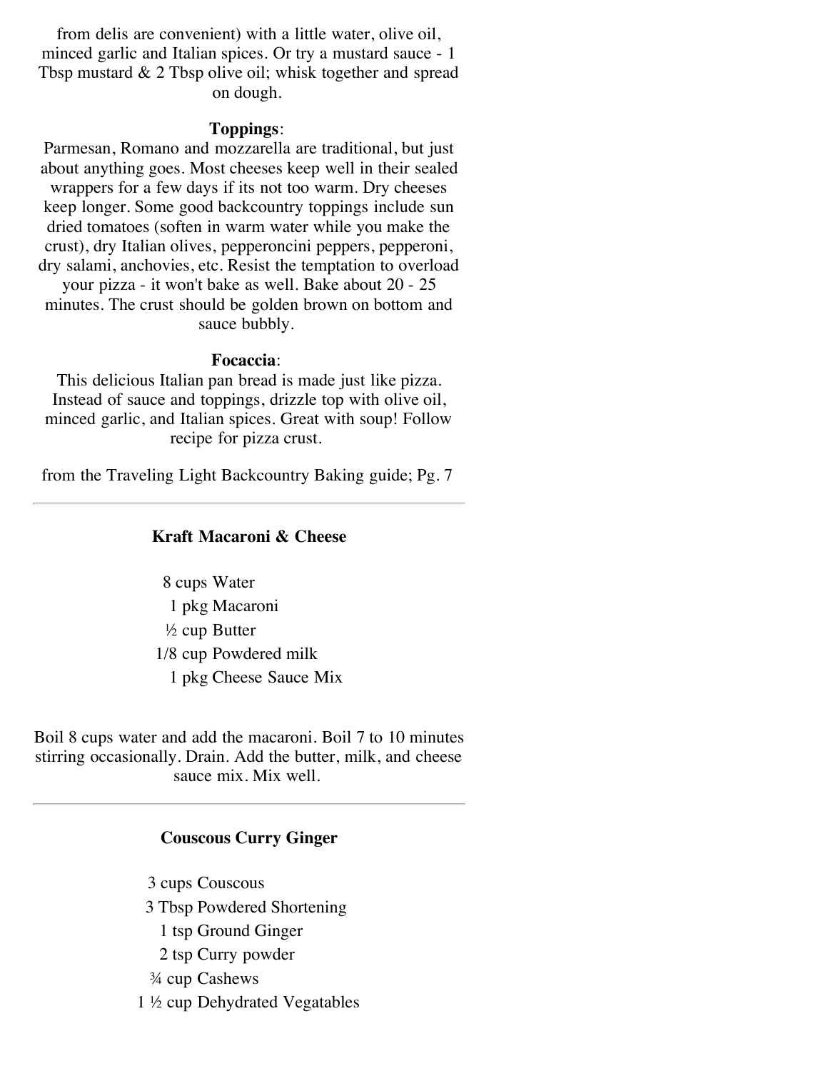from delis are convenient) with a little water, olive oil, minced garlic and Italian spices. Or try a mustard sauce - 1 Tbsp mustard & 2 Tbsp olive oil; whisk together and spread on dough.

**Toppings**:
Parmesan, Romano and mozzarella are traditional, but just about anything goes. Most cheeses keep well in their sealed wrappers for a few days if its not too warm. Dry cheeses keep longer. Some good backcountry toppings include sun dried tomatoes (soften in warm water while you make the crust), dry Italian olives, pepperoncini peppers, pepperoni, dry salami, anchovies, etc. Resist the temptation to overload your pizza - it won't bake as well. Bake about 20 - 25 minutes. The crust should be golden brown on bottom and sauce bubbly.

**Focaccia**:
This delicious Italian pan bread is made just like pizza. Instead of sauce and toppings, drizzle top with olive oil, minced garlic, and Italian spices. Great with soup! Follow recipe for pizza crust.

from the Traveling Light Backcountry Baking guide; Pg. 7

---

### Kraft Macaroni & Cheese

8 cups Water
1 pkg Macaroni
½ cup Butter
1/8 cup Powdered milk
1 pkg Cheese Sauce Mix

Boil 8 cups water and add the macaroni. Boil 7 to 10 minutes stirring occasionally. Drain. Add the butter, milk, and cheese sauce mix. Mix well.

---

### Couscous Curry Ginger

3 cups Couscous
3 Tbsp Powdered Shortening
1 tsp Ground Ginger
2 tsp Curry powder
¾ cup Cashews
1 ½ cup Dehydrated Vegatables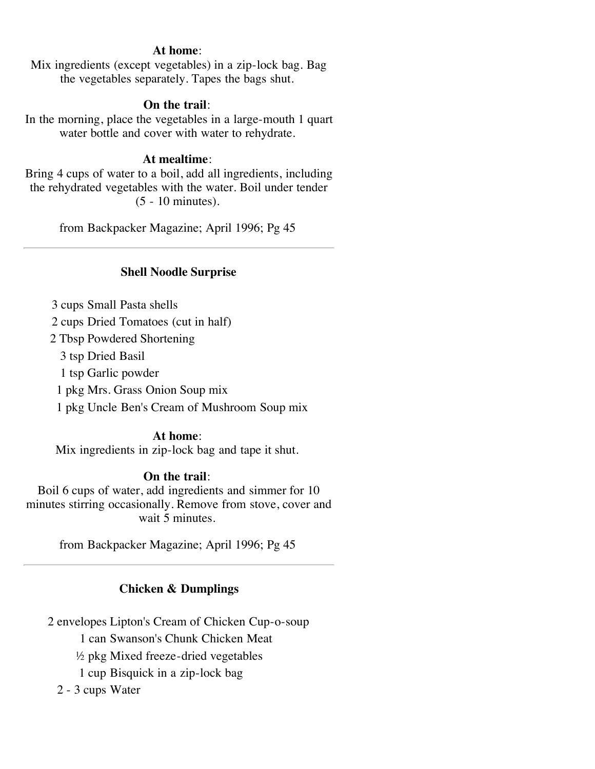**At home**:
Mix ingredients (except vegetables) in a zip-lock bag. Bag the vegetables separately. Tapes the bags shut.

**On the trail**:
In the morning, place the vegetables in a large-mouth 1 quart water bottle and cover with water to rehydrate.

**At mealtime**:
Bring 4 cups of water to a boil, add all ingredients, including the rehydrated vegetables with the water. Boil under tender (5 - 10 minutes).

from Backpacker Magazine; April 1996; Pg 45

---

### Shell Noodle Surprise

- 3 cups Small Pasta shells
- 2 cups Dried Tomatoes (cut in half)
- 2 Tbsp Powdered Shortening
- 3 tsp Dried Basil
- 1 tsp Garlic powder
- 1 pkg Mrs. Grass Onion Soup mix
- 1 pkg Uncle Ben's Cream of Mushroom Soup mix

**At home**:
Mix ingredients in zip-lock bag and tape it shut.

**On the trail**:
Boil 6 cups of water, add ingredients and simmer for 10 minutes stirring occasionally. Remove from stove, cover and wait 5 minutes.

from Backpacker Magazine; April 1996; Pg 45

---

### Chicken & Dumplings

- 2 envelopes Lipton's Cream of Chicken Cup-o-soup
- 1 can Swanson's Chunk Chicken Meat
- ½ pkg Mixed freeze-dried vegetables
- 1 cup Bisquick in a zip-lock bag
- 2 - 3 cups Water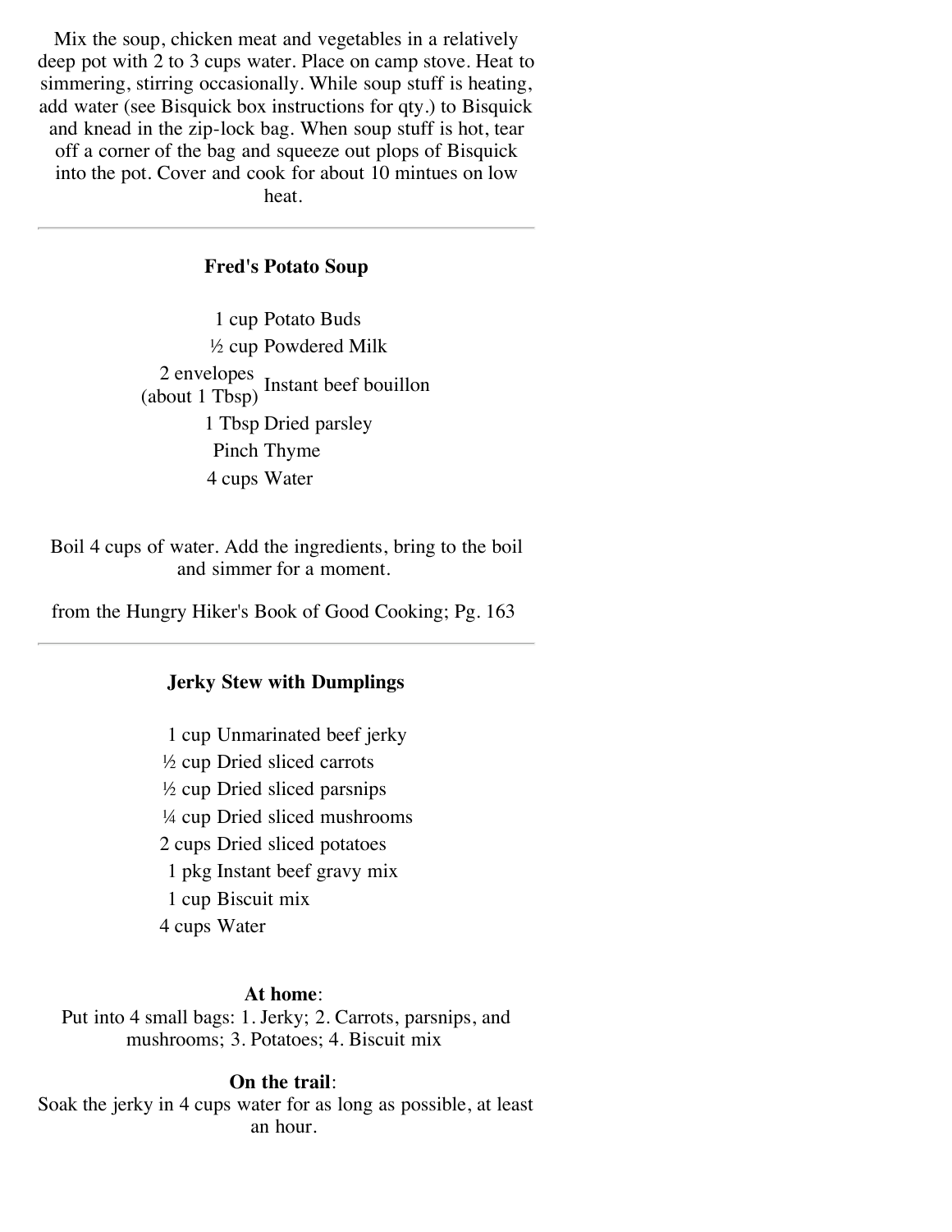Mix the soup, chicken meat and vegetables in a relatively deep pot with 2 to 3 cups water. Place on camp stove. Heat to simmering, stirring occasionally. While soup stuff is heating, add water (see Bisquick box instructions for qty.) to Bisquick and knead in the zip-lock bag. When soup stuff is hot, tear off a corner of the bag and squeeze out plops of Bisquick into the pot. Cover and cook for about 10 mintues on low heat.

---

### Fred's Potato Soup

| | |
|---:|---|
| 1 cup | Potato Buds |
| ½ cup | Powdered Milk |
| 2 envelopes (about 1 Tbsp) | Instant beef bouillon |
| 1 Tbsp | Dried parsley |
| Pinch | Thyme |
| 4 cups | Water |

Boil 4 cups of water. Add the ingredients, bring to the boil and simmer for a moment.

from the Hungry Hiker's Book of Good Cooking; Pg. 163

---

### Jerky Stew with Dumplings

| | |
|---:|---|
| 1 cup | Unmarinated beef jerky |
| ½ cup | Dried sliced carrots |
| ½ cup | Dried sliced parsnips |
| ¼ cup | Dried sliced mushrooms |
| 2 cups | Dried sliced potatoes |
| 1 pkg | Instant beef gravy mix |
| 1 cup | Biscuit mix |
| 4 cups | Water |

**At home**:
Put into 4 small bags: 1. Jerky; 2. Carrots, parsnips, and mushrooms; 3. Potatoes; 4. Biscuit mix

**On the trail**:
Soak the jerky in 4 cups water for as long as possible, at least an hour.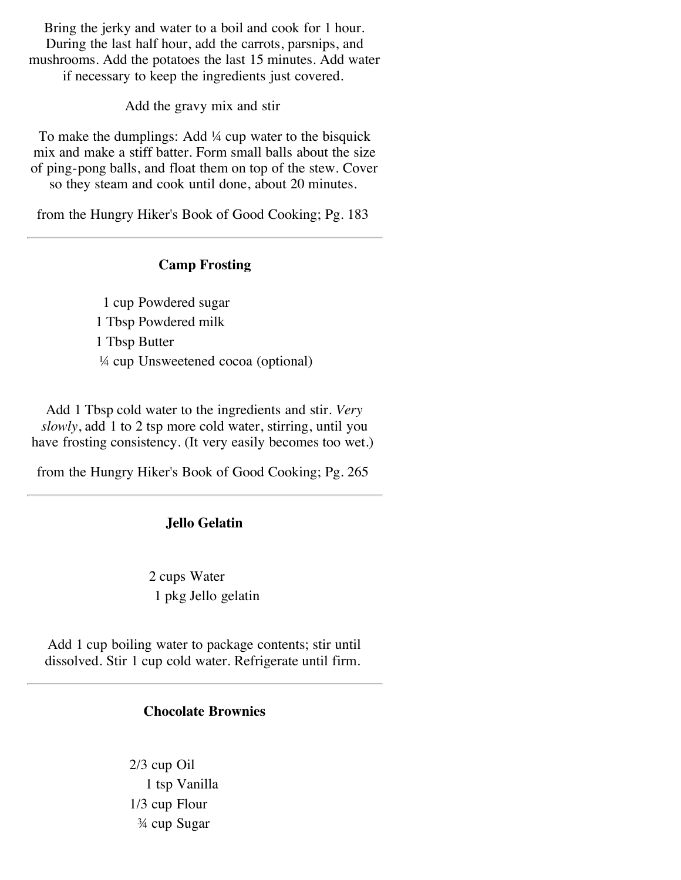Bring the jerky and water to a boil and cook for 1 hour. During the last half hour, add the carrots, parsnips, and mushrooms. Add the potatoes the last 15 minutes. Add water if necessary to keep the ingredients just covered.

Add the gravy mix and stir

To make the dumplings: Add ¼ cup water to the bisquick mix and make a stiff batter. Form small balls about the size of ping-pong balls, and float them on top of the stew. Cover so they steam and cook until done, about 20 minutes.

from the Hungry Hiker's Book of Good Cooking; Pg. 183

---

### Camp Frosting

1 cup Powdered sugar
1 Tbsp Powdered milk
1 Tbsp Butter
¼ cup Unsweetened cocoa (optional)

Add 1 Tbsp cold water to the ingredients and stir. *Very slowly*, add 1 to 2 tsp more cold water, stirring, until you have frosting consistency. (It very easily becomes too wet.)

from the Hungry Hiker's Book of Good Cooking; Pg. 265

---

### Jello Gelatin

2 cups Water
1 pkg Jello gelatin

Add 1 cup boiling water to package contents; stir until dissolved. Stir 1 cup cold water. Refrigerate until firm.

---

### Chocolate Brownies

2/3 cup Oil
1 tsp Vanilla
1/3 cup Flour
¾ cup Sugar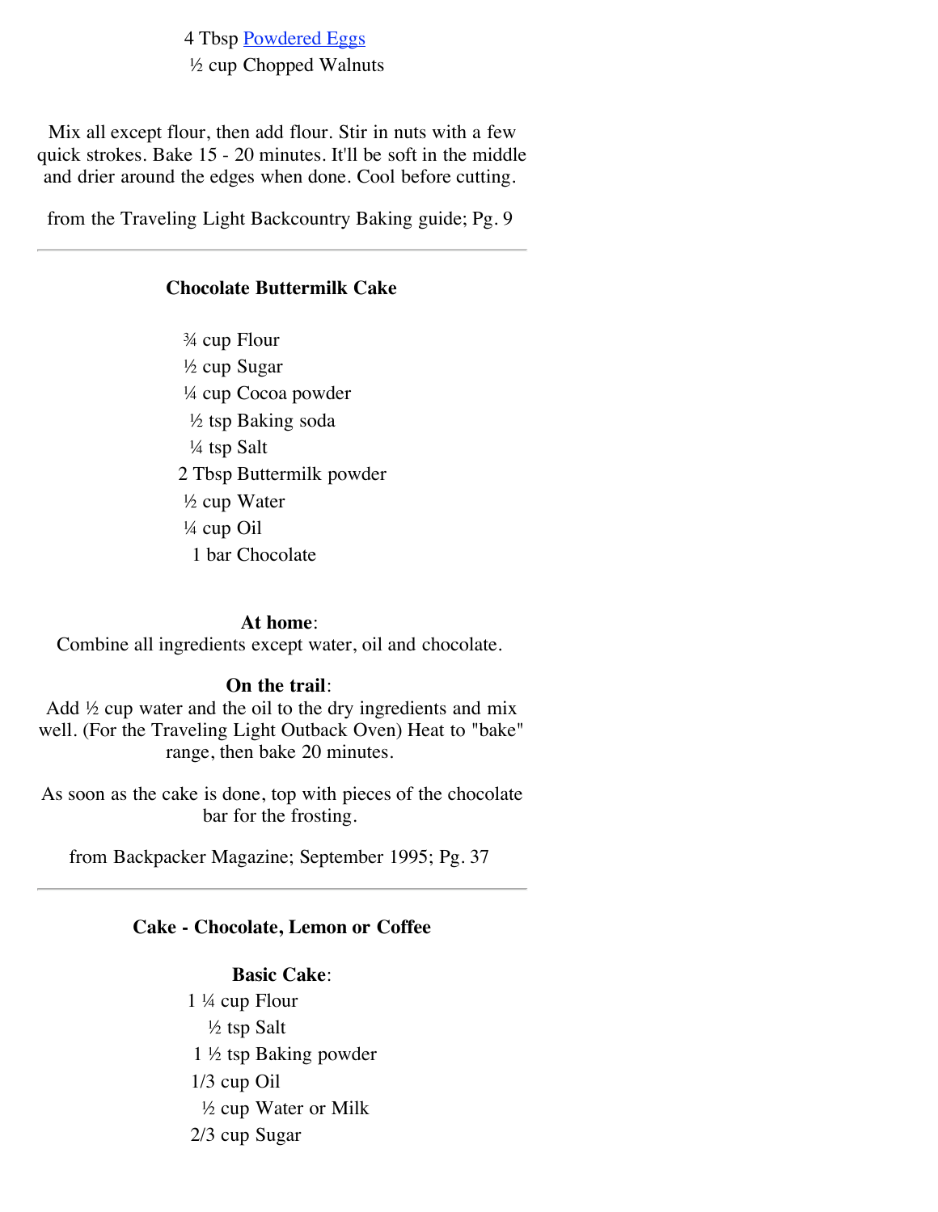4 Tbsp Powdered Eggs
½ cup Chopped Walnuts

Mix all except flour, then add flour. Stir in nuts with a few quick strokes. Bake 15 - 20 minutes. It'll be soft in the middle and drier around the edges when done. Cool before cutting.

from the Traveling Light Backcountry Baking guide; Pg. 9

---

### Chocolate Buttermilk Cake

¾ cup Flour
½ cup Sugar
¼ cup Cocoa powder
½ tsp Baking soda
¼ tsp Salt
2 Tbsp Buttermilk powder
½ cup Water
¼ cup Oil
1 bar Chocolate

**At home**:
Combine all ingredients except water, oil and chocolate.

**On the trail**:
Add ½ cup water and the oil to the dry ingredients and mix well. (For the Traveling Light Outback Oven) Heat to "bake" range, then bake 20 minutes.

As soon as the cake is done, top with pieces of the chocolate bar for the frosting.

from Backpacker Magazine; September 1995; Pg. 37

---

### Cake - Chocolate, Lemon or Coffee

**Basic Cake**:
1 ¼ cup Flour
½ tsp Salt
1 ½ tsp Baking powder
1/3 cup Oil
½ cup Water or Milk
2/3 cup Sugar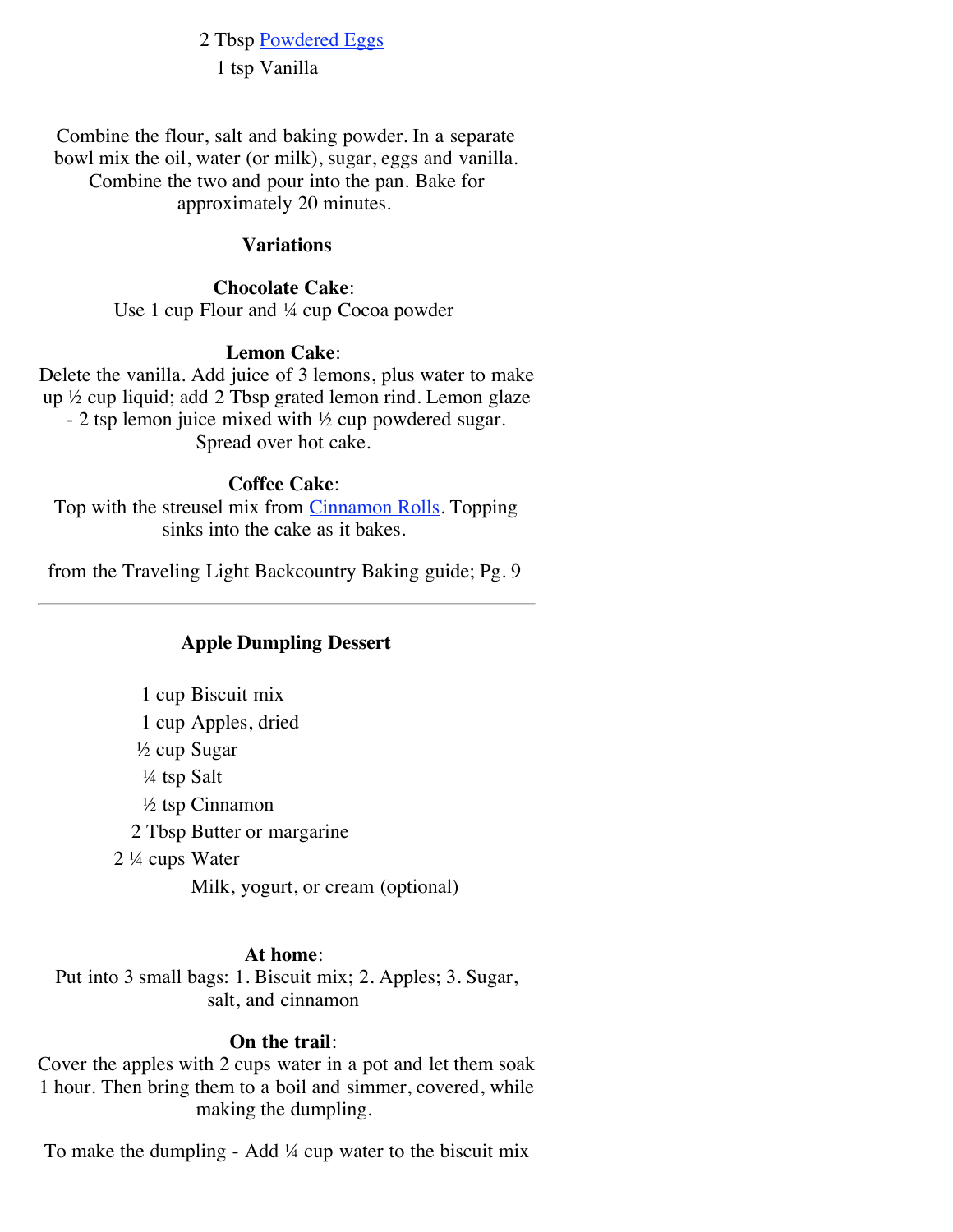2 Tbsp Powdered Eggs
1 tsp Vanilla

Combine the flour, salt and baking powder. In a separate bowl mix the oil, water (or milk), sugar, eggs and vanilla. Combine the two and pour into the pan. Bake for approximately 20 minutes.

**Variations**

**Chocolate Cake**:
Use 1 cup Flour and ¼ cup Cocoa powder

**Lemon Cake**:
Delete the vanilla. Add juice of 3 lemons, plus water to make up ½ cup liquid; add 2 Tbsp grated lemon rind. Lemon glaze - 2 tsp lemon juice mixed with ½ cup powdered sugar. Spread over hot cake.

**Coffee Cake**:
Top with the streusel mix from Cinnamon Rolls. Topping sinks into the cake as it bakes.

from the Traveling Light Backcountry Baking guide; Pg. 9

---

**Apple Dumpling Dessert**

1 cup Biscuit mix
1 cup Apples, dried
½ cup Sugar
¼ tsp Salt
½ tsp Cinnamon
2 Tbsp Butter or margarine
2 ¼ cups Water
Milk, yogurt, or cream (optional)

**At home**:
Put into 3 small bags: 1. Biscuit mix; 2. Apples; 3. Sugar, salt, and cinnamon

**On the trail**:
Cover the apples with 2 cups water in a pot and let them soak 1 hour. Then bring them to a boil and simmer, covered, while making the dumpling.

To make the dumpling - Add ¼ cup water to the biscuit mix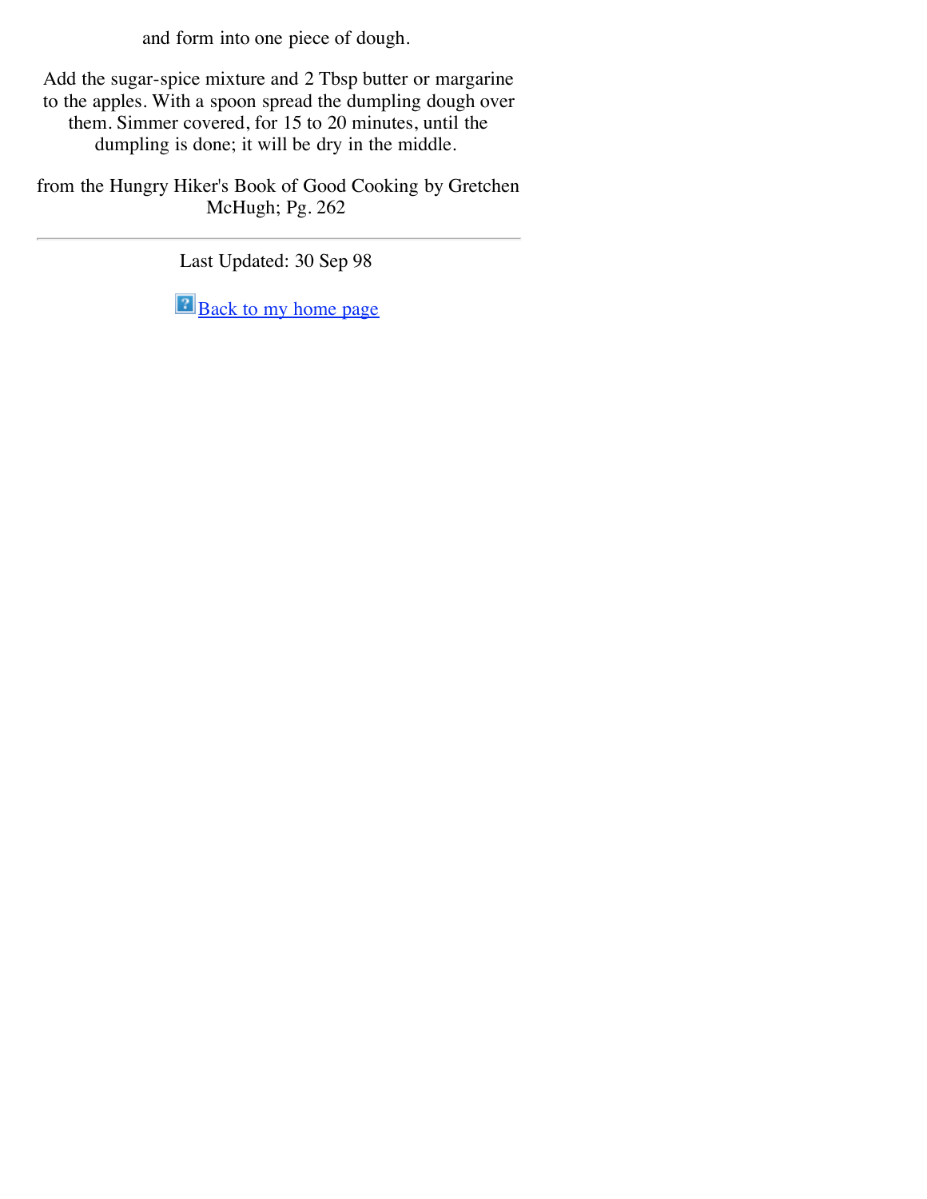and form into one piece of dough.

Add the sugar-spice mixture and 2 Tbsp butter or margarine to the apples. With a spoon spread the dumpling dough over them. Simmer covered, for 15 to 20 minutes, until the dumpling is done; it will be dry in the middle.

from the Hungry Hiker's Book of Good Cooking by Gretchen McHugh; Pg. 262

---

Last Updated: 30 Sep 98

Back to my home page